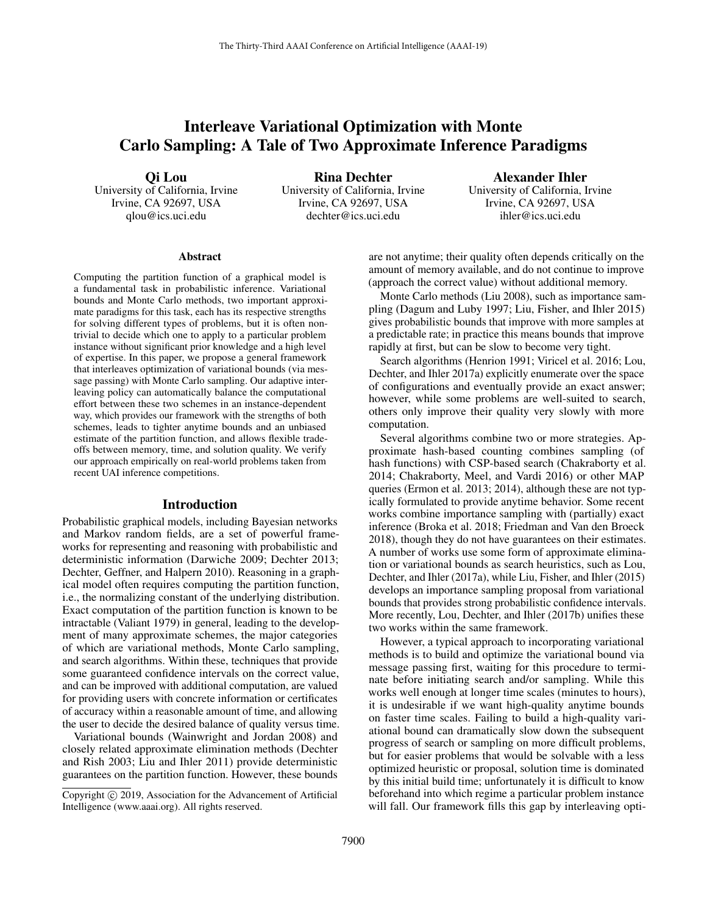# Interleave Variational Optimization with Monte Carlo Sampling: A Tale of Two Approximate Inference Paradigms

**Qi Lou**
University of California, Irvine
Irvine, CA 92697, USA
qlou@ics.uci.edu

**Rina Dechter**
University of California, Irvine
Irvine, CA 92697, USA
dechter@ics.uci.edu

**Alexander Ihler**
University of California, Irvine
Irvine, CA 92697, USA
ihler@ics.uci.edu

## Abstract

Computing the partition function of a graphical model is a fundamental task in probabilistic inference. Variational bounds and Monte Carlo methods, two important approximate paradigms for this task, each has its respective strengths for solving different types of problems, but it is often nontrivial to decide which one to apply to a particular problem instance without significant prior knowledge and a high level of expertise. In this paper, we propose a general framework that interleaves optimization of variational bounds (via message passing) with Monte Carlo sampling. Our adaptive interleaving policy can automatically balance the computational effort between these two schemes in an instance-dependent way, which provides our framework with the strengths of both schemes, leads to tighter anytime bounds and an unbiased estimate of the partition function, and allows flexible tradeoffs between memory, time, and solution quality. We verify our approach empirically on real-world problems taken from recent UAI inference competitions.

## Introduction

Probabilistic graphical models, including Bayesian networks and Markov random fields, are a set of powerful frameworks for representing and reasoning with probabilistic and deterministic information (Darwiche 2009; Dechter 2013; Dechter, Geffner, and Halpern 2010). Reasoning in a graphical model often requires computing the partition function, i.e., the normalizing constant of the underlying distribution. Exact computation of the partition function is known to be intractable (Valiant 1979) in general, leading to the development of many approximate schemes, the major categories of which are variational methods, Monte Carlo sampling, and search algorithms. Within these, techniques that provide some guaranteed confidence intervals on the correct value, and can be improved with additional computation, are valued for providing users with concrete information or certificates of accuracy within a reasonable amount of time, and allowing the user to decide the desired balance of quality versus time.

Variational bounds (Wainwright and Jordan 2008) and closely related approximate elimination methods (Dechter and Rish 2003; Liu and Ihler 2011) provide deterministic guarantees on the partition function. However, these bounds are not anytime; their quality often depends critically on the amount of memory available, and do not continue to improve (approach the correct value) without additional memory.

Monte Carlo methods (Liu 2008), such as importance sampling (Dagum and Luby 1997; Liu, Fisher, and Ihler 2015) gives probabilistic bounds that improve with more samples at a predictable rate; in practice this means bounds that improve rapidly at first, but can be slow to become very tight.

Search algorithms (Henrion 1991; Viricel et al. 2016; Lou, Dechter, and Ihler 2017a) explicitly enumerate over the space of configurations and eventually provide an exact answer; however, while some problems are well-suited to search, others only improve their quality very slowly with more computation.

Several algorithms combine two or more strategies. Approximate hash-based counting combines sampling (of hash functions) with CSP-based search (Chakraborty et al. 2014; Chakraborty, Meel, and Vardi 2016) or other MAP queries (Ermon et al. 2013; 2014), although these are not typically formulated to provide anytime behavior. Some recent works combine importance sampling with (partially) exact inference (Broka et al. 2018; Friedman and Van den Broeck 2018), though they do not have guarantees on their estimates. A number of works use some form of approximate elimination or variational bounds as search heuristics, such as Lou, Dechter, and Ihler (2017a), while Liu, Fisher, and Ihler (2015) develops an importance sampling proposal from variational bounds that provides strong probabilistic confidence intervals. More recently, Lou, Dechter, and Ihler (2017b) unifies these two works within the same framework.

However, a typical approach to incorporating variational methods is to build and optimize the variational bound via message passing first, waiting for this procedure to terminate before initiating search and/or sampling. While this works well enough at longer time scales (minutes to hours), it is undesirable if we want high-quality anytime bounds on faster time scales. Failing to build a high-quality variational bound can dramatically slow down the subsequent progress of search or sampling on more difficult problems, but for easier problems that would be solvable with a less optimized heuristic or proposal, solution time is dominated by this initial build time; unfortunately it is difficult to know beforehand into which regime a particular problem instance will fall. Our framework fills this gap by interleaving opti-

Copyright © 2019, Association for the Advancement of Artificial Intelligence (www.aaai.org). All rights reserved.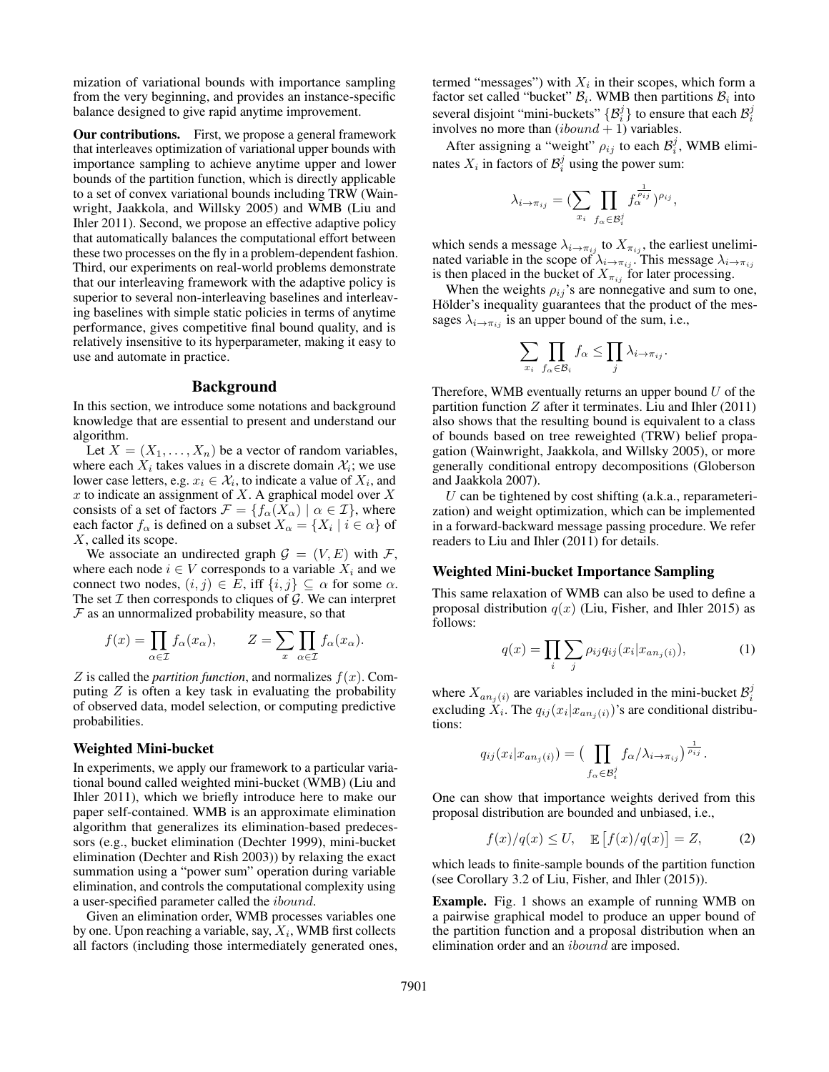mization of variational bounds with importance sampling from the very beginning, and provides an instance-specific balance designed to give rapid anytime improvement.

**Our contributions.** First, we propose a general framework that interleaves optimization of variational upper bounds with importance sampling to achieve anytime upper and lower bounds of the partition function, which is directly applicable to a set of convex variational bounds including TRW (Wainwright, Jaakkola, and Willsky 2005) and WMB (Liu and Ihler 2011). Second, we propose an effective adaptive policy that automatically balances the computational effort between these two processes on the fly in a problem-dependent fashion. Third, our experiments on real-world problems demonstrate that our interleaving framework with the adaptive policy is superior to several non-interleaving baselines and interleaving baselines with simple static policies in terms of anytime performance, gives competitive final bound quality, and is relatively insensitive to its hyperparameter, making it easy to use and automate in practice.

## Background

In this section, we introduce some notations and background knowledge that are essential to present and understand our algorithm.

Let $X = (X_1, \ldots, X_n)$ be a vector of random variables, where each $X_i$ takes values in a discrete domain $\mathcal{X}_i$; we use lower case letters, e.g. $x_i \in \mathcal{X}_i$, to indicate a value of $X_i$, and $x$ to indicate an assignment of $X$. A graphical model over $X$ consists of a set of factors $\mathcal{F} = \{f_\alpha(X_\alpha) \mid \alpha \in \mathcal{I}\}$, where each factor $f_\alpha$ is defined on a subset $X_\alpha = \{X_i \mid i \in \alpha\}$ of $X$, called its scope.

We associate an undirected graph $\mathcal{G} = (V, E)$ with $\mathcal{F}$, where each node $i \in V$ corresponds to a variable $X_i$ and we connect two nodes, $(i, j) \in E$, iff $\{i, j\} \subseteq \alpha$ for some $\alpha$. The set $\mathcal{I}$ then corresponds to cliques of $\mathcal{G}$. We can interpret $\mathcal{F}$ as an unnormalized probability measure, so that

$$f(x) = \prod_{\alpha \in \mathcal{I}} f_\alpha(x_\alpha), \qquad Z = \sum_x \prod_{\alpha \in \mathcal{I}} f_\alpha(x_\alpha).$$

$Z$ is called the *partition function*, and normalizes $f(x)$. Computing $Z$ is often a key task in evaluating the probability of observed data, model selection, or computing predictive probabilities.

### Weighted Mini-bucket

In experiments, we apply our framework to a particular variational bound called weighted mini-bucket (WMB) (Liu and Ihler 2011), which we briefly introduce here to make our paper self-contained. WMB is an approximate elimination algorithm that generalizes its elimination-based predecessors (e.g., bucket elimination (Dechter 1999), mini-bucket elimination (Dechter and Rish 2003)) by relaxing the exact summation using a "power sum" operation during variable elimination, and controls the computational complexity using a user-specified parameter called the *ibound*.

Given an elimination order, WMB processes variables one by one. Upon reaching a variable, say, $X_i$, WMB first collects all factors (including those intermediately generated ones, termed "messages") with $X_i$ in their scopes, which form a factor set called "bucket" $\mathcal{B}_i$. WMB then partitions $\mathcal{B}_i$ into several disjoint "mini-buckets" $\{\mathcal{B}_i^j\}$ to ensure that each $\mathcal{B}_i^j$ involves no more than $(ibound + 1)$ variables.

After assigning a "weight" $\rho_{ij}$ to each $\mathcal{B}_i^j$, WMB eliminates $X_i$ in factors of $\mathcal{B}_i^j$ using the power sum:

$$\lambda_{i \to \pi_{ij}} = \Big(\sum_{x_i} \prod_{f_\alpha \in \mathcal{B}_i^j} f_\alpha^{\frac{1}{\rho_{ij}}}\Big)^{\rho_{ij}},$$

which sends a message $\lambda_{i \to \pi_{ij}}$ to $X_{\pi_{ij}}$, the earliest uneliminated variable in the scope of $\lambda_{i \to \pi_{ij}}$. This message $\lambda_{i \to \pi_{ij}}$ is then placed in the bucket of $X_{\pi_{ij}}$ for later processing.

When the weights $\rho_{ij}$'s are nonnegative and sum to one, Hölder's inequality guarantees that the product of the messages $\lambda_{i \to \pi_{ij}}$ is an upper bound of the sum, i.e.,

$$\sum_{x_i} \prod_{f_\alpha \in \mathcal{B}_i} f_\alpha \leq \prod_j \lambda_{i \to \pi_{ij}}.$$

Therefore, WMB eventually returns an upper bound $U$ of the partition function $Z$ after it terminates. Liu and Ihler (2011) also shows that the resulting bound is equivalent to a class of bounds based on tree reweighted (TRW) belief propagation (Wainwright, Jaakkola, and Willsky 2005), or more generally conditional entropy decompositions (Globerson and Jaakkola 2007).

$U$ can be tightened by cost shifting (a.k.a., reparameterization) and weight optimization, which can be implemented in a forward-backward message passing procedure. We refer readers to Liu and Ihler (2011) for details.

### Weighted Mini-bucket Importance Sampling

This same relaxation of WMB can also be used to define a proposal distribution $q(x)$ (Liu, Fisher, and Ihler 2015) as follows:

$$q(x) = \prod_i \sum_j \rho_{ij} q_{ij}(x_i | x_{an_j(i)}), \tag{1}$$

where $X_{an_j(i)}$ are variables included in the mini-bucket $\mathcal{B}_i^j$ excluding $X_i$. The $q_{ij}(x_i | x_{an_j(i)})$'s are conditional distributions:

$$q_{ij}(x_i | x_{an_j(i)}) = \Big(\prod_{f_\alpha \in \mathcal{B}_i^j} f_\alpha / \lambda_{i \to \pi_{ij}}\Big)^{\frac{1}{\rho_{ij}}}.$$

One can show that importance weights derived from this proposal distribution are bounded and unbiased, i.e.,

$$f(x)/q(x) \leq U, \quad \mathbb{E}\big[f(x)/q(x)\big] = Z, \tag{2}$$

which leads to finite-sample bounds of the partition function (see Corollary 3.2 of Liu, Fisher, and Ihler (2015)).

**Example.** Fig. 1 shows an example of running WMB on a pairwise graphical model to produce an upper bound of the partition function and a proposal distribution when an elimination order and an *ibound* are imposed.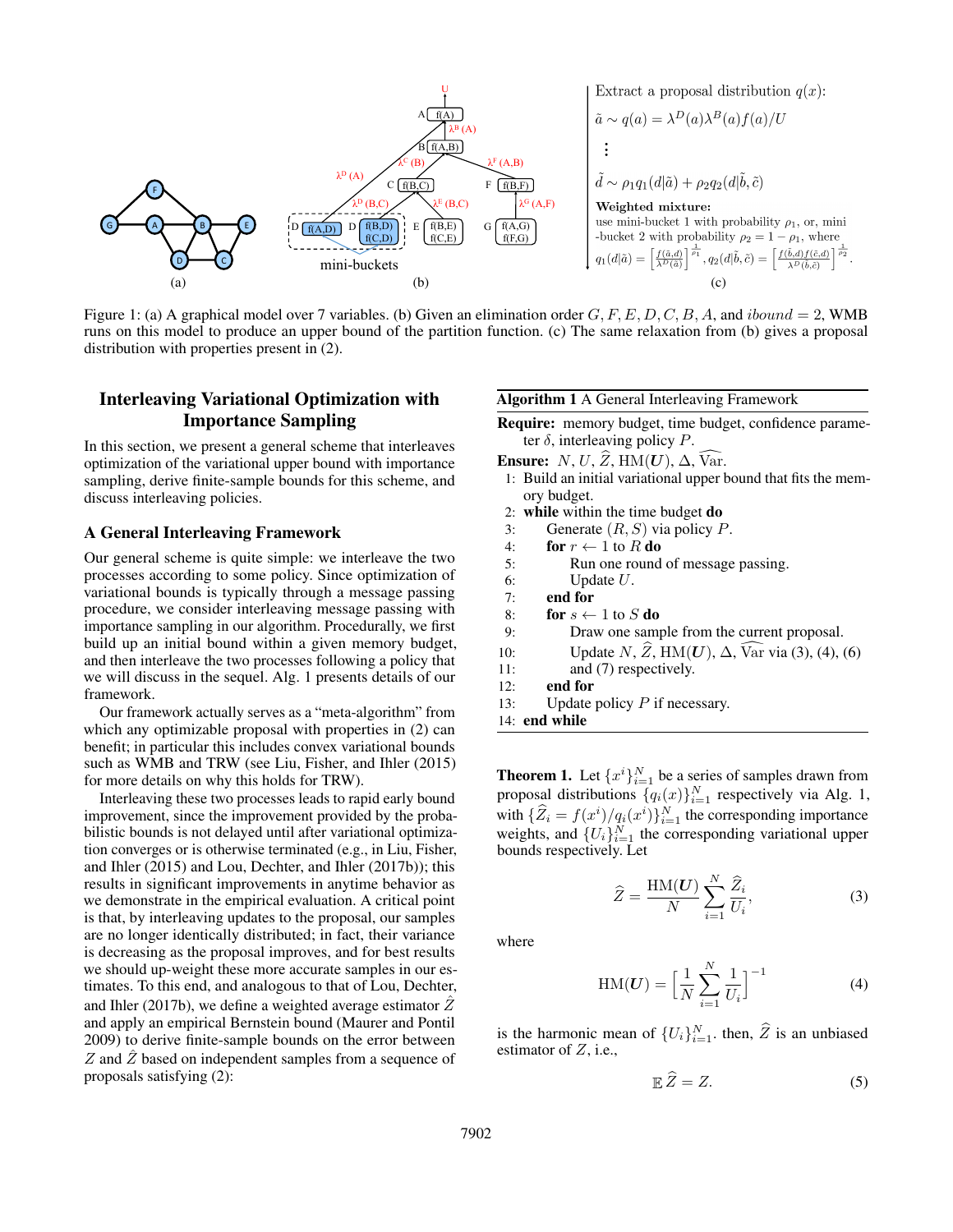Extract a proposal distribution $q(x)$:

$\tilde{a} \sim q(a) = \lambda^D(a)\lambda^B(a)f(a)/U$

$\vdots$

$\tilde{d} \sim \rho_1 q_1(d|\tilde{a}) + \rho_2 q_2(d|\tilde{b}, \tilde{c})$

**Weighted mixture:** use mini-bucket 1 with probability $\rho_1$, or, mini-bucket 2 with probability $\rho_2 = 1 - \rho_1$, where $q_1(d|\tilde{a}) = \left[\frac{f(\tilde{a},d)}{\lambda^D(\tilde{a})}\right]^{\frac{1}{\rho_1}}$, $q_2(d|\tilde{b},\tilde{c}) = \left[\frac{f(\tilde{b},d)f(\tilde{c},d)}{\lambda^D(\tilde{b},\tilde{c})}\right]^{\frac{1}{\rho_2}}$.

Figure 1: (a) A graphical model over 7 variables. (b) Given an elimination order $G, F, E, D, C, B, A$, and $ibound = 2$, WMB runs on this model to produce an upper bound of the partition function. (c) The same relaxation from (b) gives a proposal distribution with properties present in (2).

## Interleaving Variational Optimization with Importance Sampling

In this section, we present a general scheme that interleaves optimization of the variational upper bound with importance sampling, derive finite-sample bounds for this scheme, and discuss interleaving policies.

### A General Interleaving Framework

Our general scheme is quite simple: we interleave the two processes according to some policy. Since optimization of variational bounds is typically through a message passing procedure, we consider interleaving message passing with importance sampling in our algorithm. Procedurally, we first build up an initial bound within a given memory budget, and then interleave the two processes following a policy that we will discuss in the sequel. Alg. 1 presents details of our framework.

Our framework actually serves as a "meta-algorithm" from which any optimizable proposal with properties in (2) can benefit; in particular this includes convex variational bounds such as WMB and TRW (see Liu, Fisher, and Ihler (2015) for more details on why this holds for TRW).

Interleaving these two processes leads to rapid early bound improvement, since the improvement provided by the probabilistic bounds is not delayed until after variational optimization converges or is otherwise terminated (e.g., in Liu, Fisher, and Ihler (2015) and Lou, Dechter, and Ihler (2017b)); this results in significant improvements in anytime behavior as we demonstrate in the empirical evaluation. A critical point is that, by interleaving updates to the proposal, our samples are no longer identically distributed; in fact, their variance is decreasing as the proposal improves, and for best results we should up-weight these more accurate samples in our estimates. To this end, and analogous to that of Lou, Dechter, and Ihler (2017b), we define a weighted average estimator $\hat{Z}$ and apply an empirical Bernstein bound (Maurer and Pontil 2009) to derive finite-sample bounds on the error between $Z$ and $\hat{Z}$ based on independent samples from a sequence of proposals satisfying (2):

**Algorithm 1** A General Interleaving Framework

**Require:** memory budget, time budget, confidence parameter $\delta$, interleaving policy $P$.
**Ensure:** $N$, $U$, $\widehat{Z}$, $\text{HM}(\boldsymbol{U})$, $\Delta$, $\widehat{\text{Var}}$.

```
1:  Build an initial variational upper bound that fits the memory budget.
2:  while within the time budget do
3:      Generate (R, S) via policy P.
4:      for r ← 1 to R do
5:          Run one round of message passing.
6:          Update U.
7:      end for
8:      for s ← 1 to S do
9:          Draw one sample from the current proposal.
10:         Update N, Ẑ, HM(U), Δ, Var^ via (3), (4), (6)
11:         and (7) respectively.
12:     end for
13:     Update policy P if necessary.
14: end while
```

**Theorem 1.** Let $\{x^i\}_{i=1}^N$ be a series of samples drawn from proposal distributions $\{q_i(x)\}_{i=1}^N$ respectively via Alg. 1, with $\{\widehat{Z}_i = f(x^i)/q_i(x^i)\}_{i=1}^N$ the corresponding importance weights, and $\{U_i\}_{i=1}^N$ the corresponding variational upper bounds respectively. Let

$$\widehat{Z} = \frac{\text{HM}(\boldsymbol{U})}{N} \sum_{i=1}^{N} \frac{\widehat{Z}_i}{U_i}, \tag{3}$$

where

$$\text{HM}(\boldsymbol{U}) = \left[\frac{1}{N}\sum_{i=1}^{N}\frac{1}{U_i}\right]^{-1} \tag{4}$$

is the harmonic mean of $\{U_i\}_{i=1}^N$. then, $\widehat{Z}$ is an unbiased estimator of $Z$, i.e.,

$$\mathbb{E}\,\widehat{Z} = Z. \tag{5}$$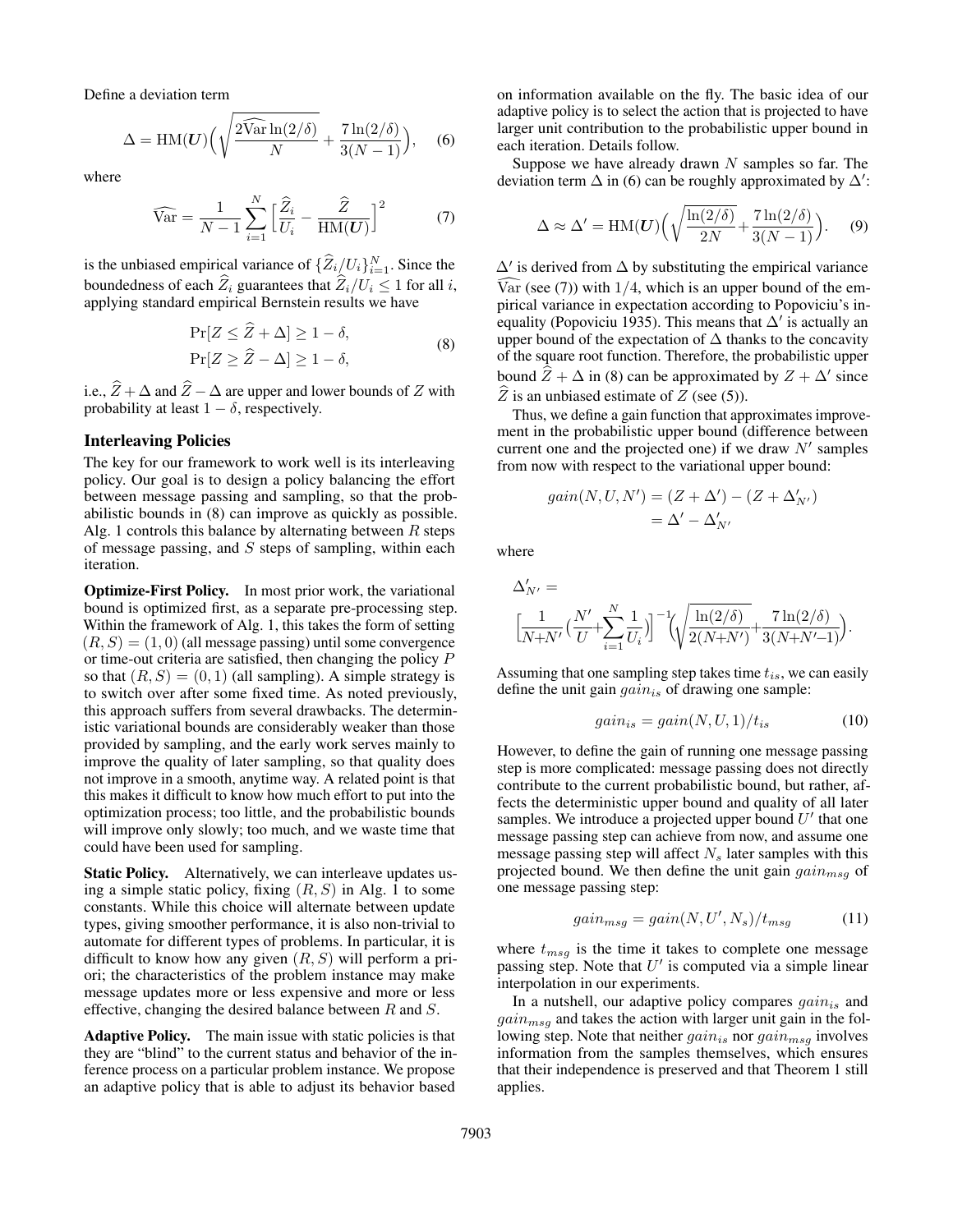Define a deviation term

$$\Delta = \mathrm{HM}(\boldsymbol{U})\Big(\sqrt{\frac{2\widehat{\mathrm{Var}}\ln(2/\delta)}{N}} + \frac{7\ln(2/\delta)}{3(N-1)}\Big), \quad (6)$$

where

$$\widehat{\mathrm{Var}} = \frac{1}{N-1}\sum_{i=1}^{N}\Big[\frac{\widehat{Z}_i}{U_i} - \frac{\widehat{Z}}{\mathrm{HM}(\boldsymbol{U})}\Big]^2 \quad (7)$$

is the unbiased empirical variance of $\{\widehat{Z}_i/U_i\}_{i=1}^N$. Since the boundedness of each $\widehat{Z}_i$ guarantees that $\widehat{Z}_i/U_i \le 1$ for all $i$, applying standard empirical Bernstein results we have

$$\Pr[Z \le \widehat{Z} + \Delta] \ge 1-\delta,$$
$$\Pr[Z \ge \widehat{Z} - \Delta] \ge 1-\delta, \quad (8)$$

i.e., $\widehat{Z} + \Delta$ and $\widehat{Z} - \Delta$ are upper and lower bounds of $Z$ with probability at least $1-\delta$, respectively.

## Interleaving Policies

The key for our framework to work well is its interleaving policy. Our goal is to design a policy balancing the effort between message passing and sampling, so that the probabilistic bounds in (8) can improve as quickly as possible. Alg. 1 controls this balance by alternating between $R$ steps of message passing, and $S$ steps of sampling, within each iteration.

**Optimize-First Policy.** In most prior work, the variational bound is optimized first, as a separate pre-processing step. Within the framework of Alg. 1, this takes the form of setting $(R, S) = (1, 0)$ (all message passing) until some convergence or time-out criteria are satisfied, then changing the policy $P$ so that $(R, S) = (0, 1)$ (all sampling). A simple strategy is to switch over after some fixed time. As noted previously, this approach suffers from several drawbacks. The deterministic variational bounds are considerably weaker than those provided by sampling, and the early work serves mainly to improve the quality of later sampling, so that quality does not improve in a smooth, anytime way. A related point is that this makes it difficult to know how much effort to put into the optimization process; too little, and the probabilistic bounds will improve only slowly; too much, and we waste time that could have been used for sampling.

**Static Policy.** Alternatively, we can interleave updates using a simple static policy, fixing $(R, S)$ in Alg. 1 to some constants. While this choice will alternate between update types, giving smoother performance, it is also non-trivial to automate for different types of problems. In particular, it is difficult to know how any given $(R, S)$ will perform a priori; the characteristics of the problem instance may make message updates more or less expensive and more or less effective, changing the desired balance between $R$ and $S$.

**Adaptive Policy.** The main issue with static policies is that they are "blind" to the current status and behavior of the inference process on a particular problem instance. We propose an adaptive policy that is able to adjust its behavior based on information available on the fly. The basic idea of our adaptive policy is to select the action that is projected to have larger unit contribution to the probabilistic upper bound in each iteration. Details follow.

Suppose we have already drawn $N$ samples so far. The deviation term $\Delta$ in (6) can be roughly approximated by $\Delta'$:

$$\Delta \approx \Delta' = \mathrm{HM}(\boldsymbol{U})\Big(\sqrt{\frac{\ln(2/\delta)}{2N}} + \frac{7\ln(2/\delta)}{3(N-1)}\Big). \quad (9)$$

$\Delta'$ is derived from $\Delta$ by substituting the empirical variance $\widehat{\mathrm{Var}}$ (see (7)) with $1/4$, which is an upper bound of the empirical variance in expectation according to Popoviciu's inequality (Popoviciu 1935). This means that $\Delta'$ is actually an upper bound of the expectation of $\Delta$ thanks to the concavity of the square root function. Therefore, the probabilistic upper bound $\widehat{Z} + \Delta$ in (8) can be approximated by $Z + \Delta'$ since $\widehat{Z}$ is an unbiased estimate of $Z$ (see (5)).

Thus, we define a gain function that approximates improvement in the probabilistic upper bound (difference between current one and the projected one) if we draw $N'$ samples from now with respect to the variational upper bound:

$$gain(N, U, N') = (Z + \Delta') - (Z + \Delta'_{N'}) = \Delta' - \Delta'_{N'}$$

where

$$\Delta'_{N'} = \Big[\frac{1}{N+N'}\Big(\frac{N'}{U} + \sum_{i=1}^{N}\frac{1}{U_i}\Big)\Big]^{-1}\Big(\sqrt{\frac{\ln(2/\delta)}{2(N+N')}} + \frac{7\ln(2/\delta)}{3(N+N'-1)}\Big).$$

Assuming that one sampling step takes time $t_{is}$, we can easily define the unit gain $gain_{is}$ of drawing one sample:

$$gain_{is} = gain(N, U, 1)/t_{is} \quad (10)$$

However, to define the gain of running one message passing step is more complicated: message passing does not directly contribute to the current probabilistic bound, but rather, affects the deterministic upper bound and quality of all later samples. We introduce a projected upper bound $U'$ that one message passing step can achieve from now, and assume one message passing step will affect $N_s$ later samples with this projected bound. We then define the unit gain $gain_{msg}$ of one message passing step:

$$gain_{msg} = gain(N, U', N_s)/t_{msg} \quad (11)$$

where $t_{msg}$ is the time it takes to complete one message passing step. Note that $U'$ is computed via a simple linear interpolation in our experiments.

In a nutshell, our adaptive policy compares $gain_{is}$ and $gain_{msg}$ and takes the action with larger unit gain in the following step. Note that neither $gain_{is}$ nor $gain_{msg}$ involves information from the samples themselves, which ensures that their independence is preserved and that Theorem 1 still applies.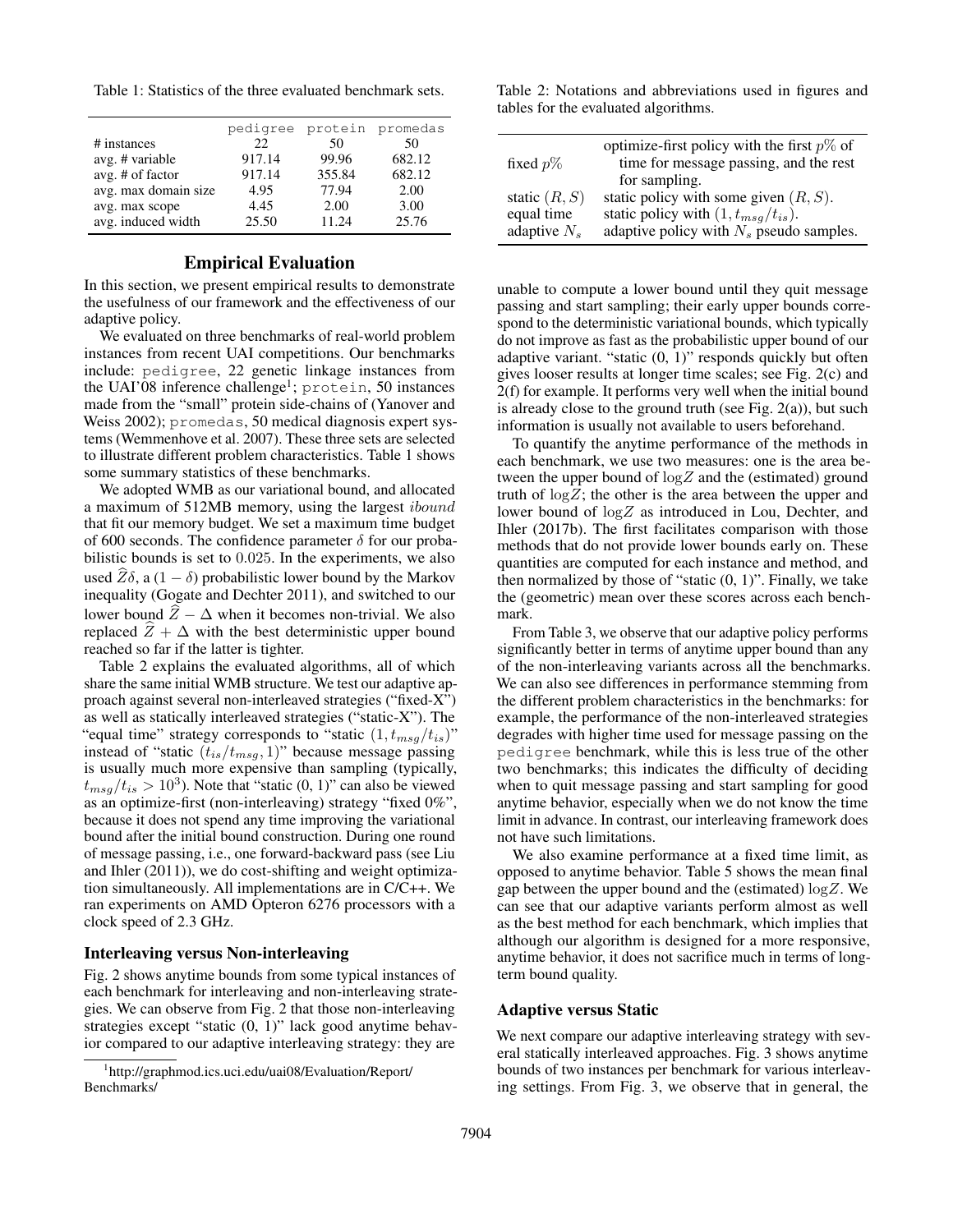Table 1: Statistics of the three evaluated benchmark sets.

| | pedigree | protein | promedas |
|---|---|---|---|
| # instances | 22 | 50 | 50 |
| avg. # variable | 917.14 | 99.96 | 682.12 |
| avg. # of factor | 917.14 | 355.84 | 682.12 |
| avg. max domain size | 4.95 | 77.94 | 2.00 |
| avg. max scope | 4.45 | 2.00 | 3.00 |
| avg. induced width | 25.50 | 11.24 | 25.76 |

## Empirical Evaluation

In this section, we present empirical results to demonstrate the usefulness of our framework and the effectiveness of our adaptive policy.

We evaluated on three benchmarks of real-world problem instances from recent UAI competitions. Our benchmarks include: pedigree, 22 genetic linkage instances from the UAI'08 inference challenge[1]; protein, 50 instances made from the "small" protein side-chains of (Yanover and Weiss 2002); promedas, 50 medical diagnosis expert systems (Wemmenhove et al. 2007). These three sets are selected to illustrate different problem characteristics. Table 1 shows some summary statistics of these benchmarks.

We adopted WMB as our variational bound, and allocated a maximum of 512MB memory, using the largest *ibound* that fit our memory budget. We set a maximum time budget of 600 seconds. The confidence parameter $\delta$ for our probabilistic bounds is set to 0.025. In the experiments, we also used $\widehat{Z}\delta$, a $(1-\delta)$ probabilistic lower bound by the Markov inequality (Gogate and Dechter 2011), and switched to our lower bound $\widehat{Z} - \Delta$ when it becomes non-trivial. We also replaced $\widehat{Z} + \Delta$ with the best deterministic upper bound reached so far if the latter is tighter.

Table 2 explains the evaluated algorithms, all of which share the same initial WMB structure. We test our adaptive approach against several non-interleaved strategies ("fixed-X") as well as statically interleaved strategies ("static-X"). The "equal time" strategy corresponds to "static $(1, t_{msg}/t_{is})$" instead of "static $(t_{is}/t_{msg}, 1)$" because message passing is usually much more expensive than sampling (typically, $t_{msg}/t_{is} > 10^3$). Note that "static (0, 1)" can also be viewed as an optimize-first (non-interleaving) strategy "fixed 0%", because it does not spend any time improving the variational bound after the initial bound construction. During one round of message passing, i.e., one forward-backward pass (see Liu and Ihler (2011)), we do cost-shifting and weight optimization simultaneously. All implementations are in C/C++. We ran experiments on AMD Opteron 6276 processors with a clock speed of 2.3 GHz.

### Interleaving versus Non-interleaving

Fig. 2 shows anytime bounds from some typical instances of each benchmark for interleaving and non-interleaving strategies. We can observe from Fig. 2 that those non-interleaving strategies except "static (0, 1)" lack good anytime behavior compared to our adaptive interleaving strategy: they are unable to compute a lower bound until they quit message passing and start sampling; their early upper bounds correspond to the deterministic variational bounds, which typically do not improve as fast as the probabilistic upper bound of our adaptive variant. "static (0, 1)" responds quickly but often gives looser results at longer time scales; see Fig. 2(c) and 2(f) for example. It performs very well when the initial bound is already close to the ground truth (see Fig. 2(a)), but such information is usually not available to users beforehand.

[1] http://graphmod.ics.uci.edu/uai08/Evaluation/Report/Benchmarks/

Table 2: Notations and abbreviations used in figures and tables for the evaluated algorithms.

| | |
|---|---|
| fixed $p\%$ | optimize-first policy with the first $p\%$ of time for message passing, and the rest for sampling. |
| static $(R, S)$ | static policy with some given $(R, S)$. |
| equal time | static policy with $(1, t_{msg}/t_{is})$. |
| adaptive $N_s$ | adaptive policy with $N_s$ pseudo samples. |

To quantify the anytime performance of the methods in each benchmark, we use two measures: one is the area between the upper bound of $\log Z$ and the (estimated) ground truth of $\log Z$; the other is the area between the upper and lower bound of $\log Z$ as introduced in Lou, Dechter, and Ihler (2017b). The first facilitates comparison with those methods that do not provide lower bounds early on. These quantities are computed for each instance and method, and then normalized by those of "static (0, 1)". Finally, we take the (geometric) mean over these scores across each benchmark.

From Table 3, we observe that our adaptive policy performs significantly better in terms of anytime upper bound than any of the non-interleaving variants across all the benchmarks. We can also see differences in performance stemming from the different problem characteristics in the benchmarks: for example, the performance of the non-interleaved strategies degrades with higher time used for message passing on the pedigree benchmark, while this is less true of the other two benchmarks; this indicates the difficulty of deciding when to quit message passing and start sampling for good anytime behavior, especially when we do not know the time limit in advance. In contrast, our interleaving framework does not have such limitations.

We also examine performance at a fixed time limit, as opposed to anytime behavior. Table 5 shows the mean final gap between the upper bound and the (estimated) $\log Z$. We can see that our adaptive variants perform almost as well as the best method for each benchmark, which implies that although our algorithm is designed for a more responsive, anytime behavior, it does not sacrifice much in terms of long-term bound quality.

### Adaptive versus Static

We next compare our adaptive interleaving strategy with several statically interleaved approaches. Fig. 3 shows anytime bounds of two instances per benchmark for various interleaving settings. From Fig. 3, we observe that in general, the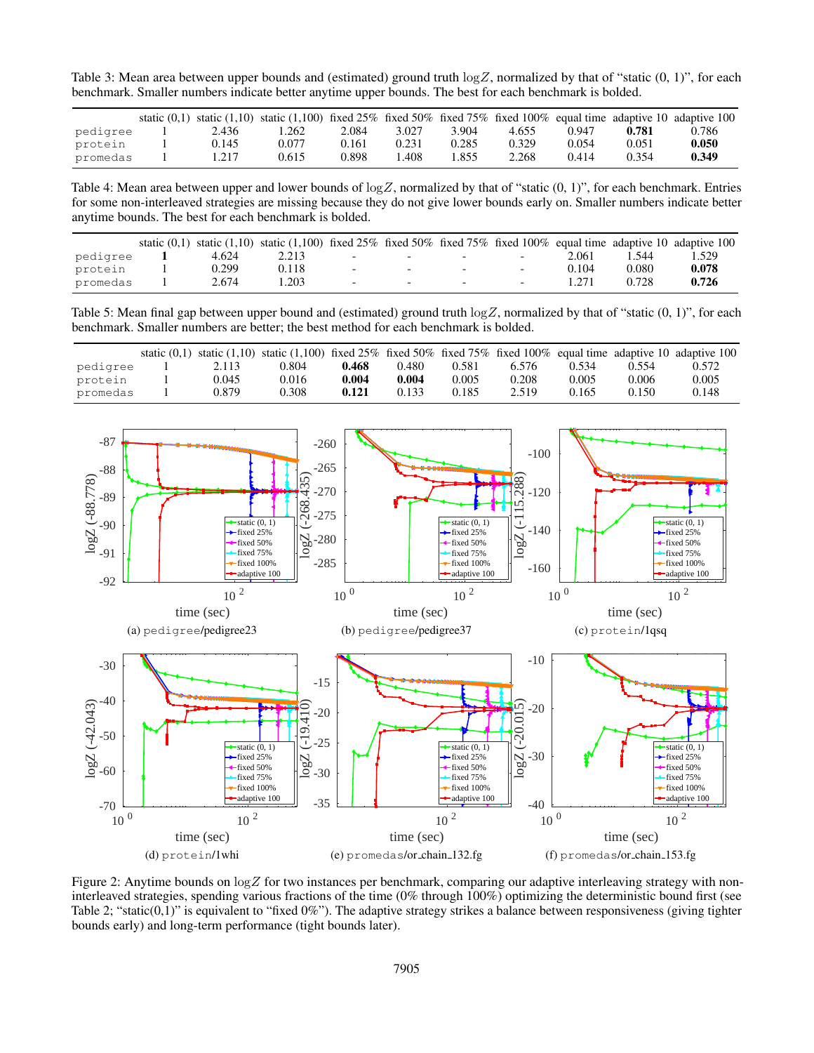Table 3: Mean area between upper bounds and (estimated) ground truth $\log Z$, normalized by that of "static (0, 1)", for each benchmark. Smaller numbers indicate better anytime upper bounds. The best for each benchmark is bolded.

| | static (0,1) | static (1,10) | static (1,100) | fixed 25% | fixed 50% | fixed 75% | fixed 100% | equal time | adaptive 10 | adaptive 100 |
|---|---|---|---|---|---|---|---|---|---|---|
| pedigree | 1 | 2.436 | 1.262 | 2.084 | 3.027 | 3.904 | 4.655 | 0.947 | **0.781** | 0.786 |
| protein | 1 | 0.145 | 0.077 | 0.161 | 0.231 | 0.285 | 0.329 | 0.054 | 0.051 | **0.050** |
| promedas | 1 | 1.217 | 0.615 | 0.898 | 1.408 | 1.855 | 2.268 | 0.414 | 0.354 | **0.349** |

Table 4: Mean area between upper and lower bounds of $\log Z$, normalized by that of "static (0, 1)", for each benchmark. Entries for some non-interleaved strategies are missing because they do not give lower bounds early on. Smaller numbers indicate better anytime bounds. The best for each benchmark is bolded.

| | static (0,1) | static (1,10) | static (1,100) | fixed 25% | fixed 50% | fixed 75% | fixed 100% | equal time | adaptive 10 | adaptive 100 |
|---|---|---|---|---|---|---|---|---|---|---|
| pedigree | **1** | 4.624 | 2.213 | - | - | - | - | 2.061 | 1.544 | 1.529 |
| protein | 1 | 0.299 | 0.118 | - | - | - | - | 0.104 | 0.080 | **0.078** |
| promedas | 1 | 2.674 | 1.203 | - | - | - | - | 1.271 | 0.728 | **0.726** |

Table 5: Mean final gap between upper bound and (estimated) ground truth $\log Z$, normalized by that of "static (0, 1)", for each benchmark. Smaller numbers are better; the best method for each benchmark is bolded.

| | static (0,1) | static (1,10) | static (1,100) | fixed 25% | fixed 50% | fixed 75% | fixed 100% | equal time | adaptive 10 | adaptive 100 |
|---|---|---|---|---|---|---|---|---|---|---|
| pedigree | 1 | 2.113 | 0.804 | **0.468** | 0.480 | 0.581 | 6.576 | 0.534 | 0.554 | 0.572 |
| protein | 1 | 0.045 | 0.016 | **0.004** | **0.004** | 0.005 | 0.208 | 0.005 | 0.006 | 0.005 |
| promedas | 1 | 0.879 | 0.308 | **0.121** | 0.133 | 0.185 | 2.519 | 0.165 | 0.150 | 0.148 |

(a) pedigree/pedigree23 (b) pedigree/pedigree37 (c) protein/1qsq (d) protein/1whi (e) promedas/or_chain_132.fg (f) promedas/or_chain_153.fg

Figure 2: Anytime bounds on $\log Z$ for two instances per benchmark, comparing our adaptive interleaving strategy with non-interleaved strategies, spending various fractions of the time (0% through 100%) optimizing the deterministic bound first (see Table 2; "static(0,1)" is equivalent to "fixed 0%"). The adaptive strategy strikes a balance between responsiveness (giving tighter bounds early) and long-term performance (tight bounds later).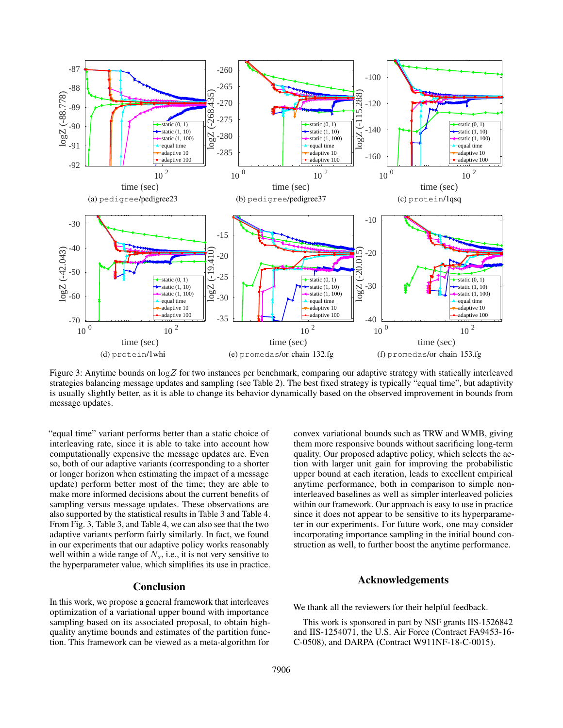Figure 3: Anytime bounds on $\log Z$ for two instances per benchmark, comparing our adaptive strategy with statically interleaved strategies balancing message updates and sampling (see Table 2). The best fixed strategy is typically "equal time", but adaptivity is usually slightly better, as it is able to change its behavior dynamically based on the observed improvement in bounds from message updates.

"equal time" variant performs better than a static choice of interleaving rate, since it is able to take into account how computationally expensive the message updates are. Even so, both of our adaptive variants (corresponding to a shorter or longer horizon when estimating the impact of a message update) perform better most of the time; they are able to make more informed decisions about the current benefits of sampling versus message updates. These observations are also supported by the statistical results in Table 3 and Table 4. From Fig. 3, Table 3, and Table 4, we can also see that the two adaptive variants perform fairly similarly. In fact, we found in our experiments that our adaptive policy works reasonably well within a wide range of $N_s$, i.e., it is not very sensitive to the hyperparameter value, which simplifies its use in practice.

## Conclusion

In this work, we propose a general framework that interleaves optimization of a variational upper bound with importance sampling based on its associated proposal, to obtain high-quality anytime bounds and estimates of the partition function. This framework can be viewed as a meta-algorithm for convex variational bounds such as TRW and WMB, giving them more responsive bounds without sacrificing long-term quality. Our proposed adaptive policy, which selects the action with larger unit gain for improving the probabilistic upper bound at each iteration, leads to excellent empirical anytime performance, both in comparison to simple non-interleaved baselines as well as simpler interleaved policies within our framework. Our approach is easy to use in practice since it does not appear to be sensitive to its hyperparameter in our experiments. For future work, one may consider incorporating importance sampling in the initial bound construction as well, to further boost the anytime performance.

## Acknowledgements

We thank all the reviewers for their helpful feedback.

This work is sponsored in part by NSF grants IIS-1526842 and IIS-1254071, the U.S. Air Force (Contract FA9453-16-C-0508), and DARPA (Contract W911NF-18-C-0015).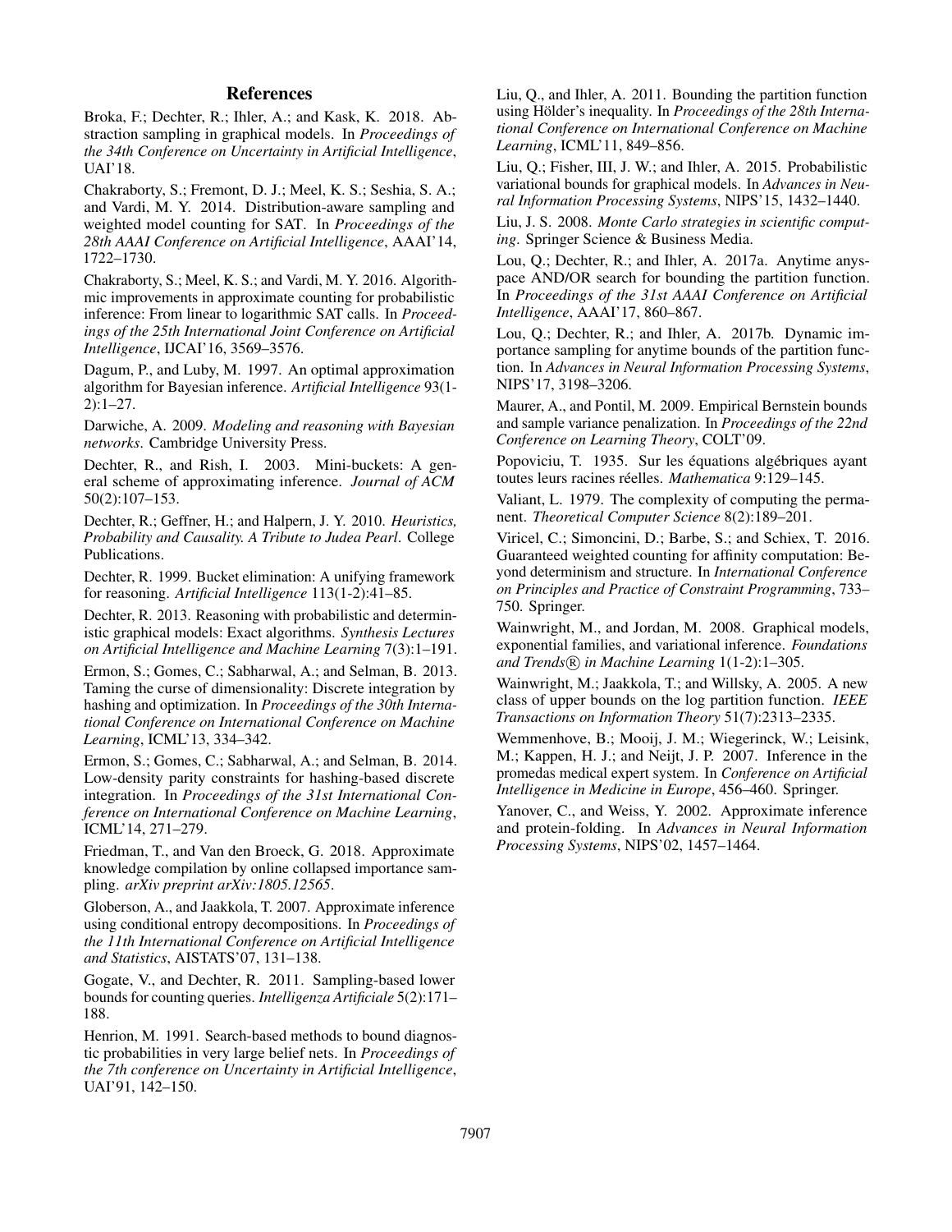## References

Broka, F.; Dechter, R.; Ihler, A.; and Kask, K. 2018. Abstraction sampling in graphical models. In *Proceedings of the 34th Conference on Uncertainty in Artificial Intelligence*, UAI'18.

Chakraborty, S.; Fremont, D. J.; Meel, K. S.; Seshia, S. A.; and Vardi, M. Y. 2014. Distribution-aware sampling and weighted model counting for SAT. In *Proceedings of the 28th AAAI Conference on Artificial Intelligence*, AAAI'14, 1722–1730.

Chakraborty, S.; Meel, K. S.; and Vardi, M. Y. 2016. Algorithmic improvements in approximate counting for probabilistic inference: From linear to logarithmic SAT calls. In *Proceedings of the 25th International Joint Conference on Artificial Intelligence*, IJCAI'16, 3569–3576.

Dagum, P., and Luby, M. 1997. An optimal approximation algorithm for Bayesian inference. *Artificial Intelligence* 93(1-2):1–27.

Darwiche, A. 2009. *Modeling and reasoning with Bayesian networks*. Cambridge University Press.

Dechter, R., and Rish, I. 2003. Mini-buckets: A general scheme of approximating inference. *Journal of ACM* 50(2):107–153.

Dechter, R.; Geffner, H.; and Halpern, J. Y. 2010. *Heuristics, Probability and Causality. A Tribute to Judea Pearl*. College Publications.

Dechter, R. 1999. Bucket elimination: A unifying framework for reasoning. *Artificial Intelligence* 113(1-2):41–85.

Dechter, R. 2013. Reasoning with probabilistic and deterministic graphical models: Exact algorithms. *Synthesis Lectures on Artificial Intelligence and Machine Learning* 7(3):1–191.

Ermon, S.; Gomes, C.; Sabharwal, A.; and Selman, B. 2013. Taming the curse of dimensionality: Discrete integration by hashing and optimization. In *Proceedings of the 30th International Conference on International Conference on Machine Learning*, ICML'13, 334–342.

Ermon, S.; Gomes, C.; Sabharwal, A.; and Selman, B. 2014. Low-density parity constraints for hashing-based discrete integration. In *Proceedings of the 31st International Conference on International Conference on Machine Learning*, ICML'14, 271–279.

Friedman, T., and Van den Broeck, G. 2018. Approximate knowledge compilation by online collapsed importance sampling. *arXiv preprint arXiv:1805.12565*.

Globerson, A., and Jaakkola, T. 2007. Approximate inference using conditional entropy decompositions. In *Proceedings of the 11th International Conference on Artificial Intelligence and Statistics*, AISTATS'07, 131–138.

Gogate, V., and Dechter, R. 2011. Sampling-based lower bounds for counting queries. *Intelligenza Artificiale* 5(2):171–188.

Henrion, M. 1991. Search-based methods to bound diagnostic probabilities in very large belief nets. In *Proceedings of the 7th conference on Uncertainty in Artificial Intelligence*, UAI'91, 142–150.

Liu, Q., and Ihler, A. 2011. Bounding the partition function using Hölder's inequality. In *Proceedings of the 28th International Conference on International Conference on Machine Learning*, ICML'11, 849–856.

Liu, Q.; Fisher, III, J. W.; and Ihler, A. 2015. Probabilistic variational bounds for graphical models. In *Advances in Neural Information Processing Systems*, NIPS'15, 1432–1440.

Liu, J. S. 2008. *Monte Carlo strategies in scientific computing*. Springer Science & Business Media.

Lou, Q.; Dechter, R.; and Ihler, A. 2017a. Anytime anyspace AND/OR search for bounding the partition function. In *Proceedings of the 31st AAAI Conference on Artificial Intelligence*, AAAI'17, 860–867.

Lou, Q.; Dechter, R.; and Ihler, A. 2017b. Dynamic importance sampling for anytime bounds of the partition function. In *Advances in Neural Information Processing Systems*, NIPS'17, 3198–3206.

Maurer, A., and Pontil, M. 2009. Empirical Bernstein bounds and sample variance penalization. In *Proceedings of the 22nd Conference on Learning Theory*, COLT'09.

Popoviciu, T. 1935. Sur les équations algébriques ayant toutes leurs racines réelles. *Mathematica* 9:129–145.

Valiant, L. 1979. The complexity of computing the permanent. *Theoretical Computer Science* 8(2):189–201.

Viricel, C.; Simoncini, D.; Barbe, S.; and Schiex, T. 2016. Guaranteed weighted counting for affinity computation: Beyond determinism and structure. In *International Conference on Principles and Practice of Constraint Programming*, 733–750. Springer.

Wainwright, M., and Jordan, M. 2008. Graphical models, exponential families, and variational inference. *Foundations and Trends® in Machine Learning* 1(1-2):1–305.

Wainwright, M.; Jaakkola, T.; and Willsky, A. 2005. A new class of upper bounds on the log partition function. *IEEE Transactions on Information Theory* 51(7):2313–2335.

Wemmenhove, B.; Mooij, J. M.; Wiegerinck, W.; Leisink, M.; Kappen, H. J.; and Neijt, J. P. 2007. Inference in the promedas medical expert system. In *Conference on Artificial Intelligence in Medicine in Europe*, 456–460. Springer.

Yanover, C., and Weiss, Y. 2002. Approximate inference and protein-folding. In *Advances in Neural Information Processing Systems*, NIPS'02, 1457–1464.